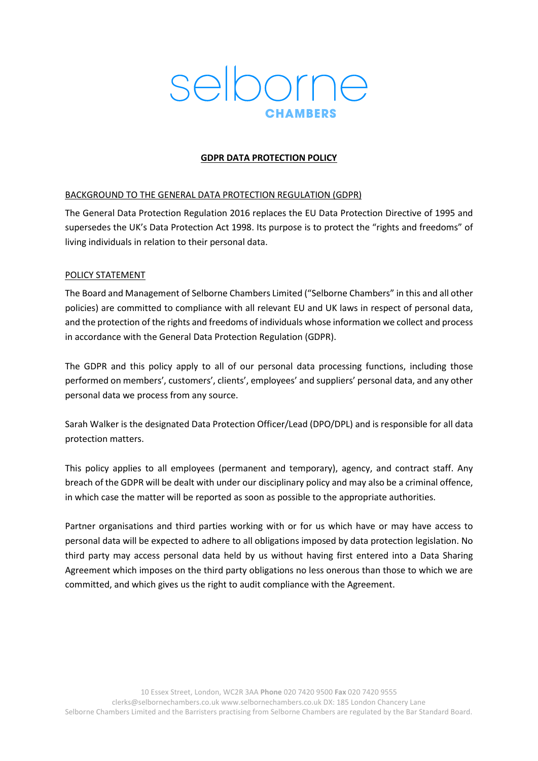selborne
CHAMBERS

# GDPR DATA PROTECTION POLICY

## BACKGROUND TO THE GENERAL DATA PROTECTION REGULATION (GDPR)

The General Data Protection Regulation 2016 replaces the EU Data Protection Directive of 1995 and supersedes the UK's Data Protection Act 1998. Its purpose is to protect the "rights and freedoms" of living individuals in relation to their personal data.

## POLICY STATEMENT

The Board and Management of Selborne Chambers Limited ("Selborne Chambers" in this and all other policies) are committed to compliance with all relevant EU and UK laws in respect of personal data, and the protection of the rights and freedoms of individuals whose information we collect and process in accordance with the General Data Protection Regulation (GDPR).

The GDPR and this policy apply to all of our personal data processing functions, including those performed on members', customers', clients', employees' and suppliers' personal data, and any other personal data we process from any source.

Sarah Walker is the designated Data Protection Officer/Lead (DPO/DPL) and is responsible for all data protection matters.

This policy applies to all employees (permanent and temporary), agency, and contract staff. Any breach of the GDPR will be dealt with under our disciplinary policy and may also be a criminal offence, in which case the matter will be reported as soon as possible to the appropriate authorities.

Partner organisations and third parties working with or for us which have or may have access to personal data will be expected to adhere to all obligations imposed by data protection legislation. No third party may access personal data held by us without having first entered into a Data Sharing Agreement which imposes on the third party obligations no less onerous than those to which we are committed, and which gives us the right to audit compliance with the Agreement.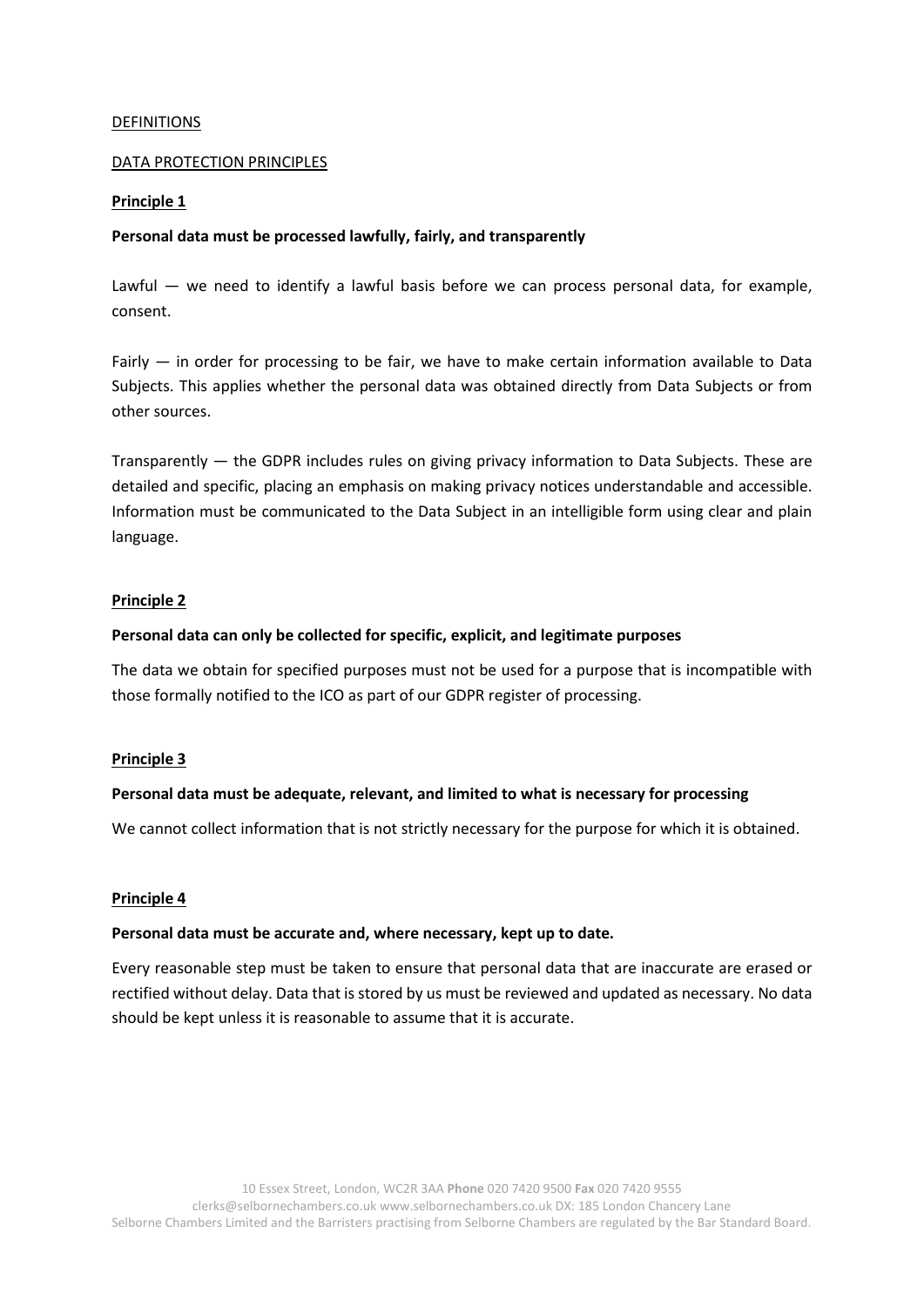DEFINITIONS

DATA PROTECTION PRINCIPLES

**Principle 1**

**Personal data must be processed lawfully, fairly, and transparently**

Lawful — we need to identify a lawful basis before we can process personal data, for example, consent.

Fairly — in order for processing to be fair, we have to make certain information available to Data Subjects. This applies whether the personal data was obtained directly from Data Subjects or from other sources.

Transparently — the GDPR includes rules on giving privacy information to Data Subjects. These are detailed and specific, placing an emphasis on making privacy notices understandable and accessible. Information must be communicated to the Data Subject in an intelligible form using clear and plain language.

**Principle 2**

**Personal data can only be collected for specific, explicit, and legitimate purposes**

The data we obtain for specified purposes must not be used for a purpose that is incompatible with those formally notified to the ICO as part of our GDPR register of processing.

**Principle 3**

**Personal data must be adequate, relevant, and limited to what is necessary for processing**

We cannot collect information that is not strictly necessary for the purpose for which it is obtained.

**Principle 4**

**Personal data must be accurate and, where necessary, kept up to date.**

Every reasonable step must be taken to ensure that personal data that are inaccurate are erased or rectified without delay. Data that is stored by us must be reviewed and updated as necessary. No data should be kept unless it is reasonable to assume that it is accurate.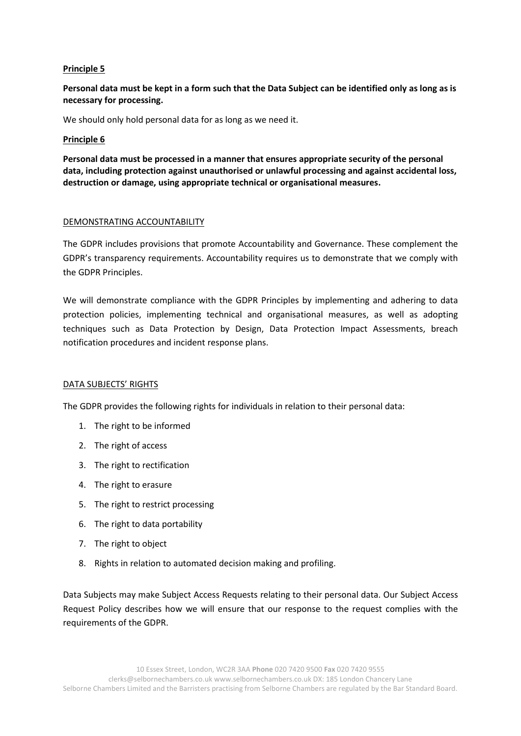**Principle 5**

**Personal data must be kept in a form such that the Data Subject can be identified only as long as is necessary for processing.**

We should only hold personal data for as long as we need it.

**Principle 6**

**Personal data must be processed in a manner that ensures appropriate security of the personal data, including protection against unauthorised or unlawful processing and against accidental loss, destruction or damage, using appropriate technical or organisational measures.**

## DEMONSTRATING ACCOUNTABILITY

The GDPR includes provisions that promote Accountability and Governance. These complement the GDPR's transparency requirements. Accountability requires us to demonstrate that we comply with the GDPR Principles.

We will demonstrate compliance with the GDPR Principles by implementing and adhering to data protection policies, implementing technical and organisational measures, as well as adopting techniques such as Data Protection by Design, Data Protection Impact Assessments, breach notification procedures and incident response plans.

## DATA SUBJECTS' RIGHTS

The GDPR provides the following rights for individuals in relation to their personal data:

1. The right to be informed
2. The right of access
3. The right to rectification
4. The right to erasure
5. The right to restrict processing
6. The right to data portability
7. The right to object
8. Rights in relation to automated decision making and profiling.

Data Subjects may make Subject Access Requests relating to their personal data. Our Subject Access Request Policy describes how we will ensure that our response to the request complies with the requirements of the GDPR.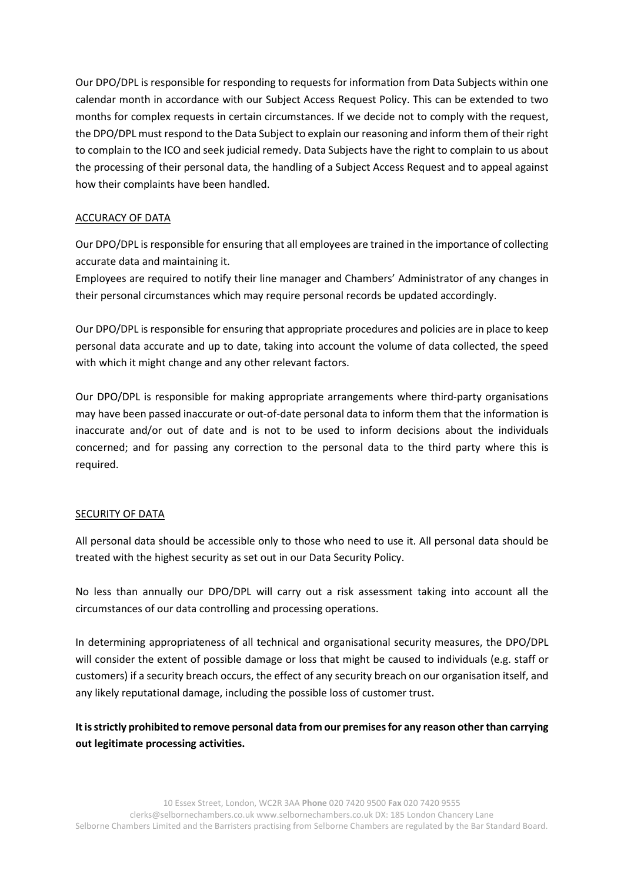Our DPO/DPL is responsible for responding to requests for information from Data Subjects within one calendar month in accordance with our Subject Access Request Policy. This can be extended to two months for complex requests in certain circumstances. If we decide not to comply with the request, the DPO/DPL must respond to the Data Subject to explain our reasoning and inform them of their right to complain to the ICO and seek judicial remedy. Data Subjects have the right to complain to us about the processing of their personal data, the handling of a Subject Access Request and to appeal against how their complaints have been handled.

## ACCURACY OF DATA

Our DPO/DPL is responsible for ensuring that all employees are trained in the importance of collecting accurate data and maintaining it.
Employees are required to notify their line manager and Chambers' Administrator of any changes in their personal circumstances which may require personal records be updated accordingly.

Our DPO/DPL is responsible for ensuring that appropriate procedures and policies are in place to keep personal data accurate and up to date, taking into account the volume of data collected, the speed with which it might change and any other relevant factors.

Our DPO/DPL is responsible for making appropriate arrangements where third-party organisations may have been passed inaccurate or out-of-date personal data to inform them that the information is inaccurate and/or out of date and is not to be used to inform decisions about the individuals concerned; and for passing any correction to the personal data to the third party where this is required.

## SECURITY OF DATA

All personal data should be accessible only to those who need to use it. All personal data should be treated with the highest security as set out in our Data Security Policy.

No less than annually our DPO/DPL will carry out a risk assessment taking into account all the circumstances of our data controlling and processing operations.

In determining appropriateness of all technical and organisational security measures, the DPO/DPL will consider the extent of possible damage or loss that might be caused to individuals (e.g. staff or customers) if a security breach occurs, the effect of any security breach on our organisation itself, and any likely reputational damage, including the possible loss of customer trust.

**It is strictly prohibited to remove personal data from our premises for any reason other than carrying out legitimate processing activities.**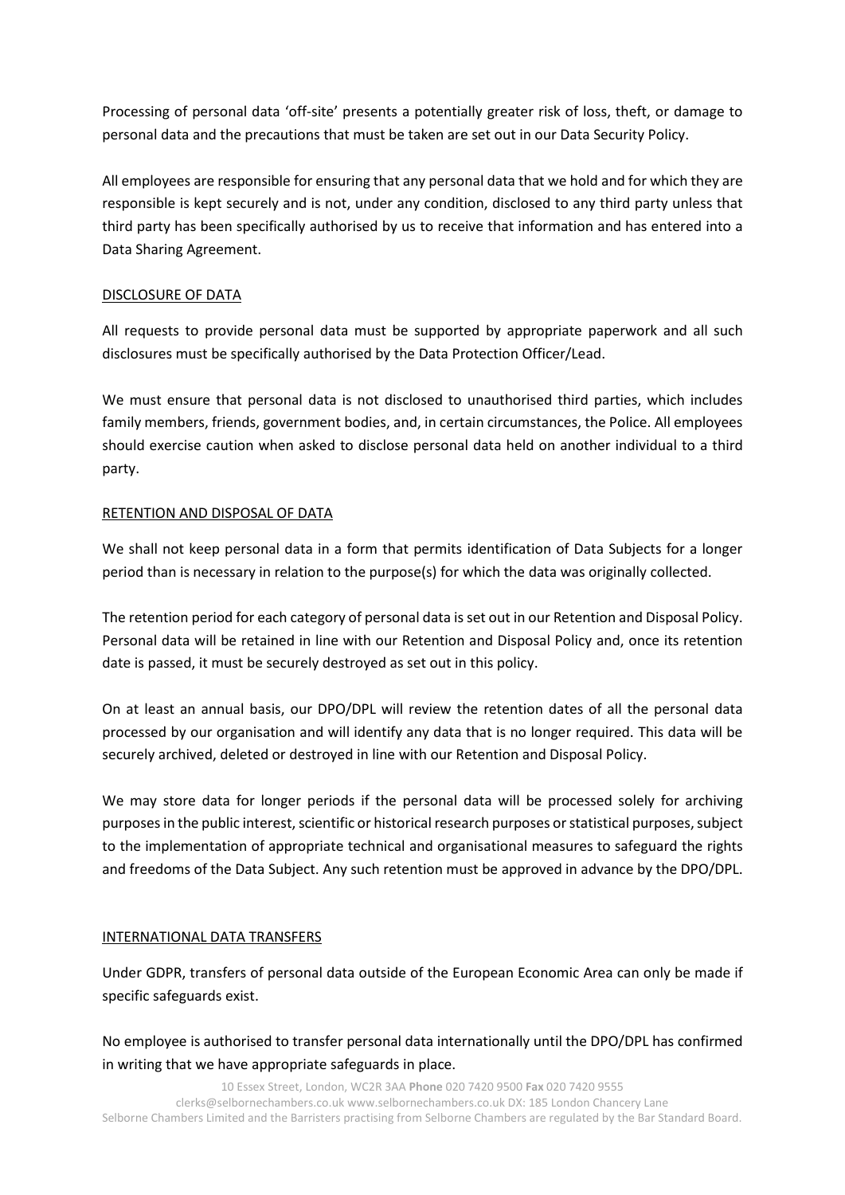Processing of personal data 'off-site' presents a potentially greater risk of loss, theft, or damage to personal data and the precautions that must be taken are set out in our Data Security Policy.

All employees are responsible for ensuring that any personal data that we hold and for which they are responsible is kept securely and is not, under any condition, disclosed to any third party unless that third party has been specifically authorised by us to receive that information and has entered into a Data Sharing Agreement.

## DISCLOSURE OF DATA

All requests to provide personal data must be supported by appropriate paperwork and all such disclosures must be specifically authorised by the Data Protection Officer/Lead.

We must ensure that personal data is not disclosed to unauthorised third parties, which includes family members, friends, government bodies, and, in certain circumstances, the Police. All employees should exercise caution when asked to disclose personal data held on another individual to a third party.

## RETENTION AND DISPOSAL OF DATA

We shall not keep personal data in a form that permits identification of Data Subjects for a longer period than is necessary in relation to the purpose(s) for which the data was originally collected.

The retention period for each category of personal data is set out in our Retention and Disposal Policy. Personal data will be retained in line with our Retention and Disposal Policy and, once its retention date is passed, it must be securely destroyed as set out in this policy.

On at least an annual basis, our DPO/DPL will review the retention dates of all the personal data processed by our organisation and will identify any data that is no longer required. This data will be securely archived, deleted or destroyed in line with our Retention and Disposal Policy.

We may store data for longer periods if the personal data will be processed solely for archiving purposes in the public interest, scientific or historical research purposes or statistical purposes, subject to the implementation of appropriate technical and organisational measures to safeguard the rights and freedoms of the Data Subject. Any such retention must be approved in advance by the DPO/DPL.

## INTERNATIONAL DATA TRANSFERS

Under GDPR, transfers of personal data outside of the European Economic Area can only be made if specific safeguards exist.

No employee is authorised to transfer personal data internationally until the DPO/DPL has confirmed in writing that we have appropriate safeguards in place.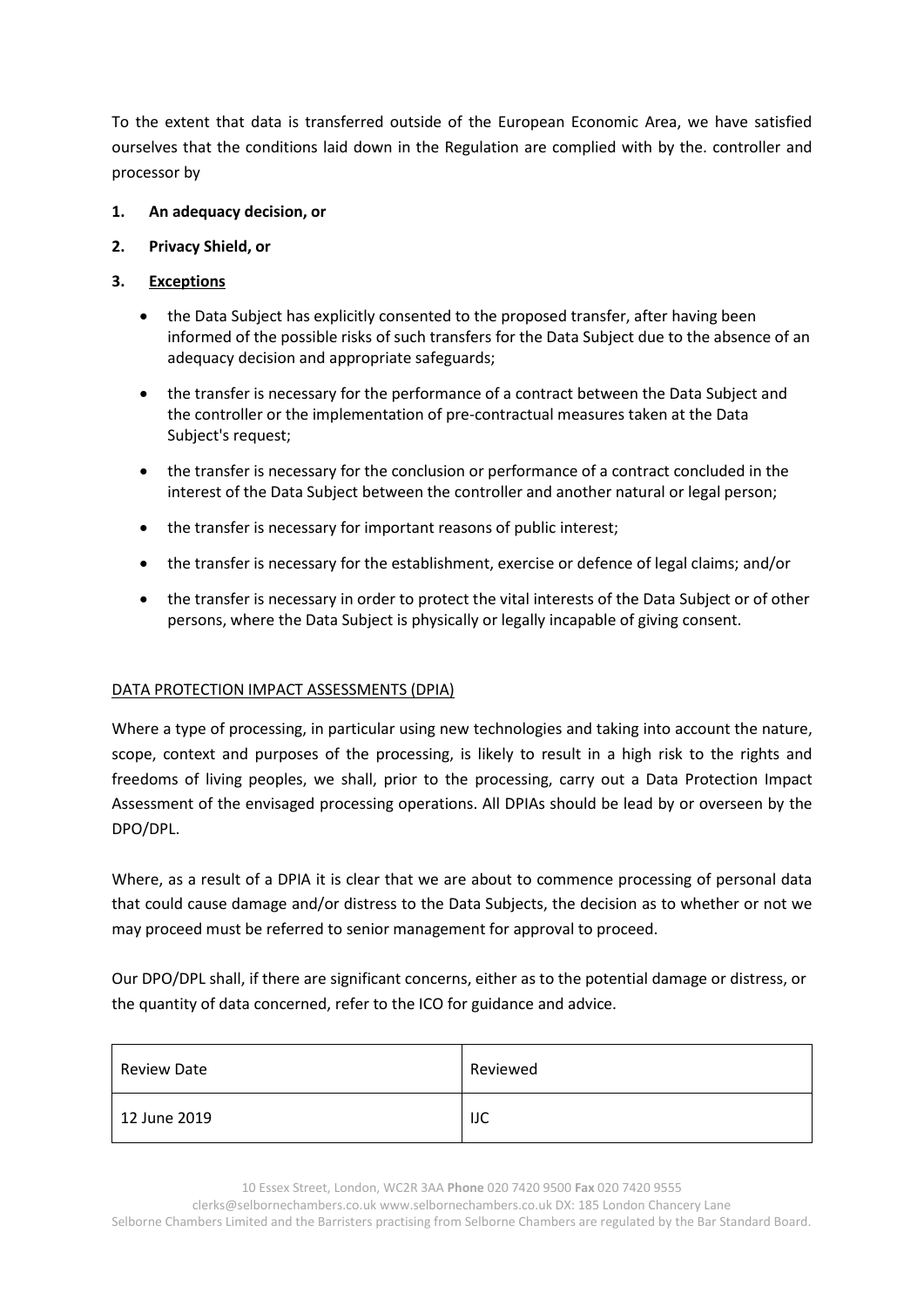To the extent that data is transferred outside of the European Economic Area, we have satisfied ourselves that the conditions laid down in the Regulation are complied with by the. controller and processor by

1. **An adequacy decision, or**
2. **Privacy Shield, or**
3. **<u>Exceptions</u>**

- the Data Subject has explicitly consented to the proposed transfer, after having been informed of the possible risks of such transfers for the Data Subject due to the absence of an adequacy decision and appropriate safeguards;
- the transfer is necessary for the performance of a contract between the Data Subject and the controller or the implementation of pre-contractual measures taken at the Data Subject's request;
- the transfer is necessary for the conclusion or performance of a contract concluded in the interest of the Data Subject between the controller and another natural or legal person;
- the transfer is necessary for important reasons of public interest;
- the transfer is necessary for the establishment, exercise or defence of legal claims; and/or
- the transfer is necessary in order to protect the vital interests of the Data Subject or of other persons, where the Data Subject is physically or legally incapable of giving consent.

<u>DATA PROTECTION IMPACT ASSESSMENTS (DPIA)</u>

Where a type of processing, in particular using new technologies and taking into account the nature, scope, context and purposes of the processing, is likely to result in a high risk to the rights and freedoms of living peoples, we shall, prior to the processing, carry out a Data Protection Impact Assessment of the envisaged processing operations. All DPIAs should be lead by or overseen by the DPO/DPL.

Where, as a result of a DPIA it is clear that we are about to commence processing of personal data that could cause damage and/or distress to the Data Subjects, the decision as to whether or not we may proceed must be referred to senior management for approval to proceed.

Our DPO/DPL shall, if there are significant concerns, either as to the potential damage or distress, or the quantity of data concerned, refer to the ICO for guidance and advice.

| Review Date | Reviewed |
| --- | --- |
| 12 June 2019 | IJC |